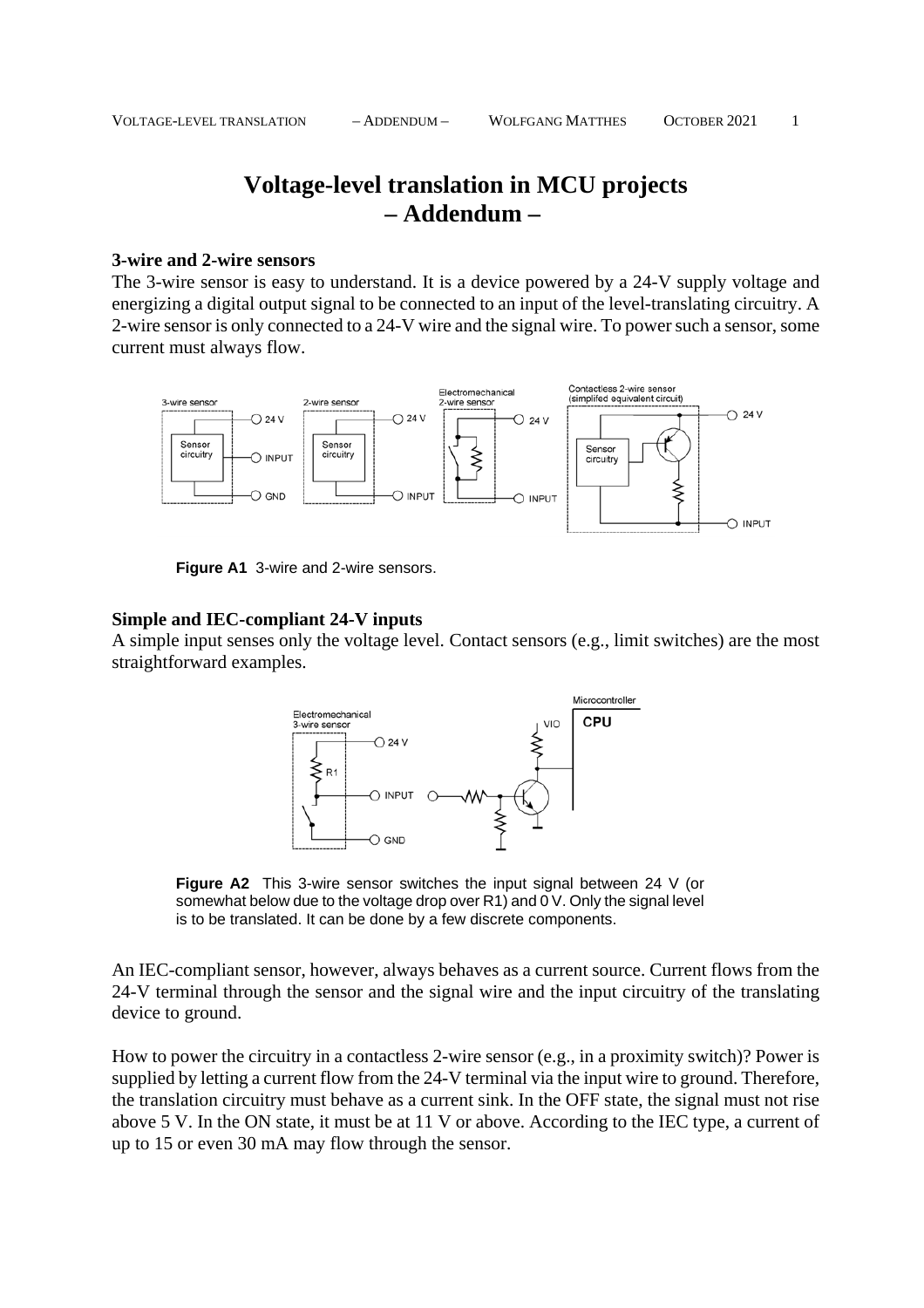# Voltage-level translation in MCU projects – Addendum –

### 3-wire and 2-wire sensors

The 3-wire sensor is easy to understand. It is a device powered by a 24-V supply voltage and energizing a digital output signal to be connected to an input of the level-translating circuitry. A 2-wire sensor is only connected to a 24-V wire and the signal wire. To power such a sensor, some current must always flow.

3-wire sensor
Sensor circuitry
24 V
INPUT
GND

2-wire sensor
Sensor circuitry
24 V
INPUT

Electromechanical 2-wire sensor
24 V
INPUT

Contactless 2-wire sensor (simplifed equivalent circuit)
Sensor circuitry
24 V
INPUT

**Figure A1** 3-wire and 2-wire sensors.

### Simple and IEC-compliant 24-V inputs

A simple input senses only the voltage level. Contact sensors (e.g., limit switches) are the most straightforward examples.

Electromechanical 3-wire sensor
R1
24 V
INPUT
GND
Microcontroller
VIO
CPU

**Figure A2** This 3-wire sensor switches the input signal between 24 V (or somewhat below due to the voltage drop over R1) and 0 V. Only the signal level is to be translated. It can be done by a few discrete components.

An IEC-compliant sensor, however, always behaves as a current source. Current flows from the 24-V terminal through the sensor and the signal wire and the input circuitry of the translating device to ground.

How to power the circuitry in a contactless 2-wire sensor (e.g., in a proximity switch)? Power is supplied by letting a current flow from the 24-V terminal via the input wire to ground. Therefore, the translation circuitry must behave as a current sink. In the OFF state, the signal must not rise above 5 V. In the ON state, it must be at 11 V or above. According to the IEC type, a current of up to 15 or even 30 mA may flow through the sensor.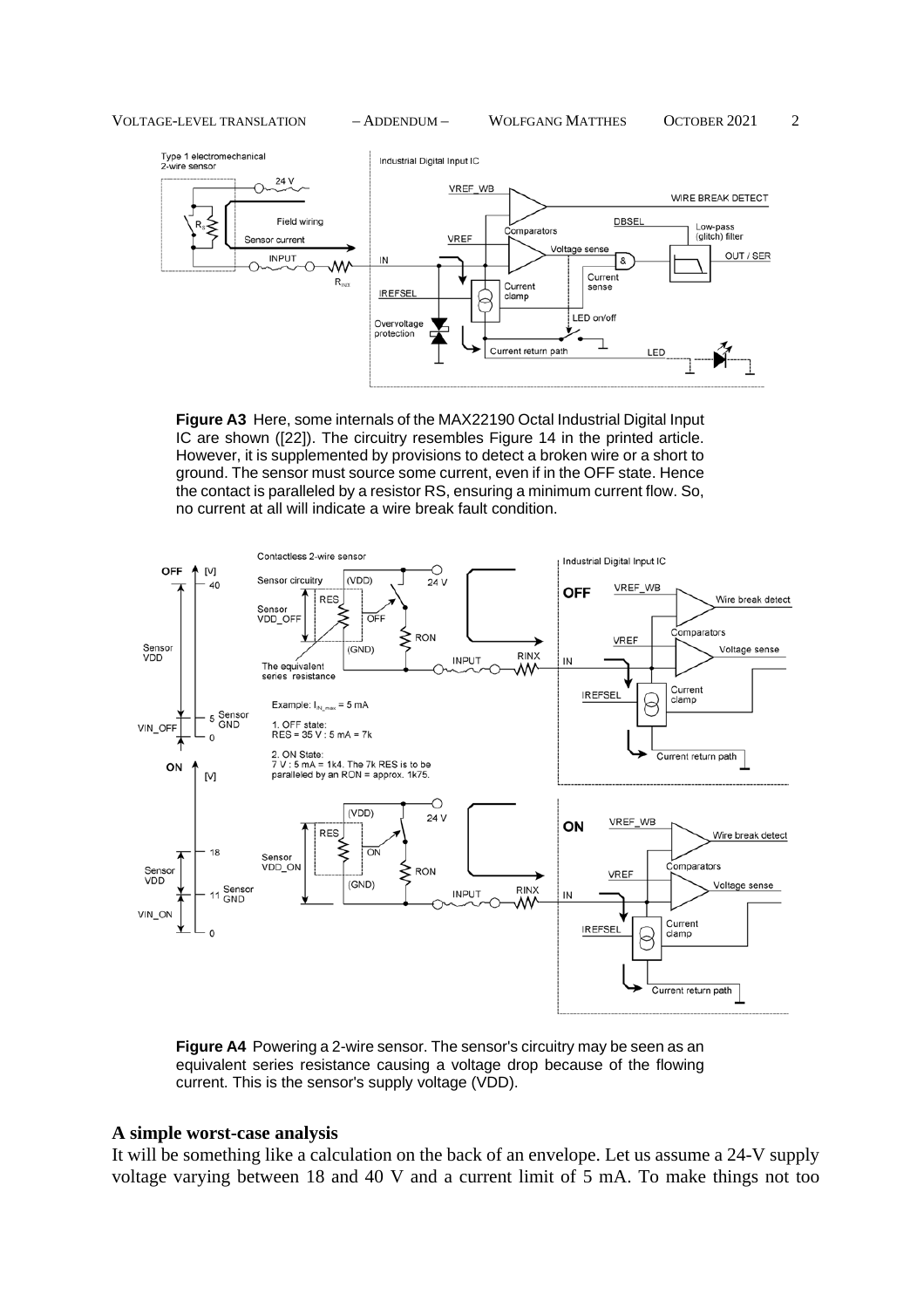Type 1 electromechanical 2-wire sensor

Industrial Digital Input IC

24 V

VREF_WB

WIRE BREAK DETECT

$R_S$

Field wiring

DBSEL

Comparators

Low-pass (glitch) filter

Sensor current

VREF

Voltage sense

OUT / SER

INPUT

IN

&

$R_{INX}$

Current sense

IREFSEL

Current clamp

LED on/off

Overvoltage protection

Current return path

LED

**Figure A3** Here, some internals of the MAX22190 Octal Industrial Digital Input IC are shown ([22]). The circuitry resembles Figure 14 in the printed article. However, it is supplemented by provisions to detect a broken wire or a short to ground. The sensor must source some current, even if in the OFF state. Hence the contact is paralleled by a resistor RS, ensuring a minimum current flow. So, no current at all will indicate a wire break fault condition.

Contactless 2-wire sensor

Industrial Digital Input IC

OFF [V]

40

Sensor circuitry (VDD)

24 V

OFF

VREF_WB

Wire break detect

RES

Sensor VDD_OFF

OFF

Comparators

Sensor VDD

RON

VREF

Voltage sense

(GND)

The equivalent series resistance

INPUT

RINX

IN

Example: $I_{IN\_max}$ = 5 mA

IREFSEL

Current clamp

5 Sensor GND

VIN_OFF

0

1. OFF state: RES = 35 V : 5 mA = 7k

Current return path

2. ON State: 7 V : 5 mA = 1k4. The 7k RES is to be paralleled by an RON = approx. 1k75.

ON [V]

(VDD)

24 V

ON

VREF_WB

Wire break detect

RES

18

ON

Sensor VDD_ON

Comparators

Sensor VDD

RON

VREF

Voltage sense

(GND)

11 Sensor GND

INPUT

RINX

IN

VIN_ON

IREFSEL

Current clamp

0

Current return path

**Figure A4** Powering a 2-wire sensor. The sensor's circuitry may be seen as an equivalent series resistance causing a voltage drop because of the flowing current. This is the sensor's supply voltage (VDD).

### A simple worst-case analysis

It will be something like a calculation on the back of an envelope. Let us assume a 24-V supply voltage varying between 18 and 40 V and a current limit of 5 mA. To make things not too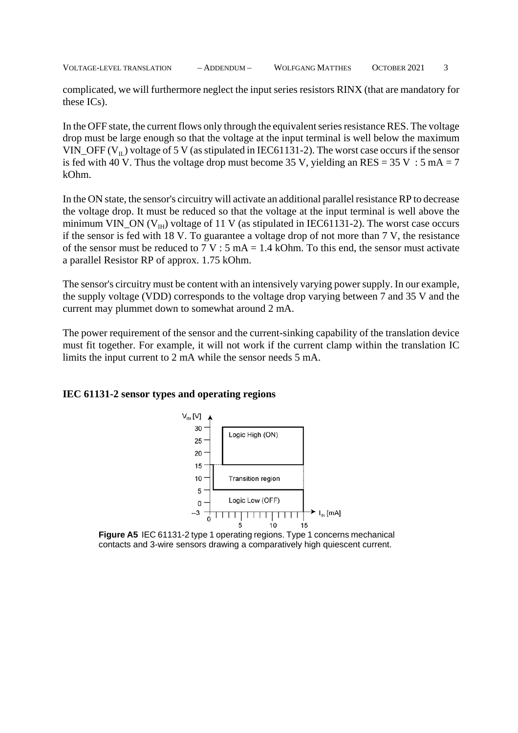complicated, we will furthermore neglect the input series resistors RINX (that are mandatory for these ICs).

In the OFF state, the current flows only through the equivalent series resistance RES. The voltage drop must be large enough so that the voltage at the input terminal is well below the maximum VIN_OFF ($V_{IL}$) voltage of 5 V (as stipulated in IEC61131-2). The worst case occurs if the sensor is fed with 40 V. Thus the voltage drop must become 35 V, yielding an RES = 35 V : 5 mA = 7 kOhm.

In the ON state, the sensor's circuitry will activate an additional parallel resistance RP to decrease the voltage drop. It must be reduced so that the voltage at the input terminal is well above the minimum VIN_ON ($V_{IH}$) voltage of 11 V (as stipulated in IEC61131-2). The worst case occurs if the sensor is fed with 18 V. To guarantee a voltage drop of not more than 7 V, the resistance of the sensor must be reduced to 7 V : 5 mA = 1.4 kOhm. To this end, the sensor must activate a parallel Resistor RP of approx. 1.75 kOhm.

The sensor's circuitry must be content with an intensively varying power supply. In our example, the supply voltage (VDD) corresponds to the voltage drop varying between 7 and 35 V and the current may plummet down to somewhat around 2 mA.

The power requirement of the sensor and the current-sinking capability of the translation device must fit together. For example, it will not work if the current clamp within the translation IC limits the input current to 2 mA while the sensor needs 5 mA.

## IEC 61131-2 sensor types and operating regions

$V_{IN}$ [V]
30
25
20
15
10
5
0
--3
0
5
10
15
$I_{IN}$ [mA]
Logic High (ON)
Transition region
Logic Low (OFF)

**Figure A5** IEC 61131-2 type 1 operating regions. Type 1 concerns mechanical contacts and 3-wire sensors drawing a comparatively high quiescent current.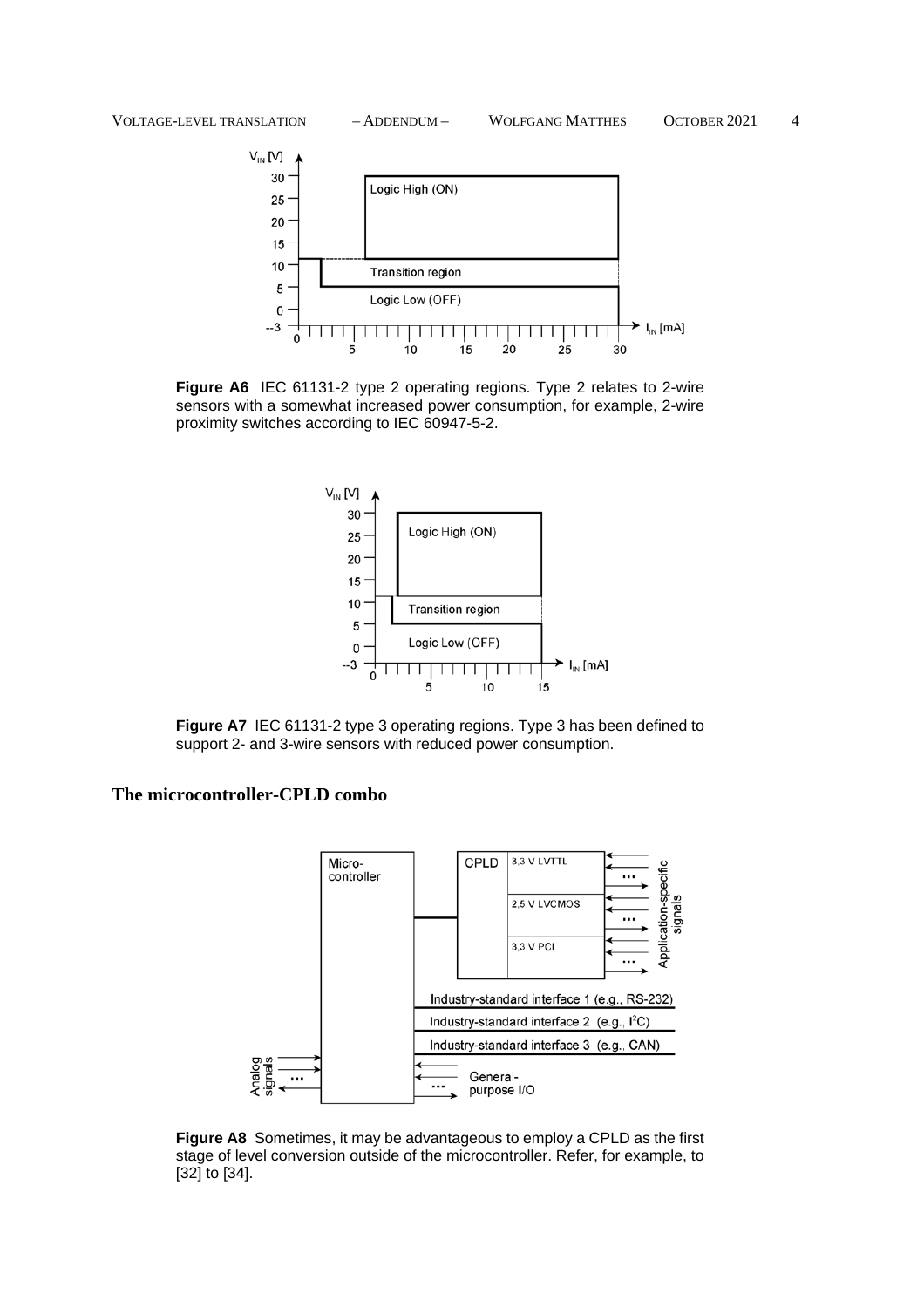$V_{IN}$ [V]

30
25
20
15
10
5
0
--3

Logic High (ON)

Transition region

Logic Low (OFF)

0
5
10
15
20
25
30

$I_{IN}$ [mA]

**Figure A6** IEC 61131-2 type 2 operating regions. Type 2 relates to 2-wire sensors with a somewhat increased power consumption, for example, 2-wire proximity switches according to IEC 60947-5-2.

$V_{IN}$ [V]

30
25
20
15
10
5
0
--3

Logic High (ON)

Transition region

Logic Low (OFF)

0
5
10
15

$I_{IN}$ [mA]

**Figure A7** IEC 61131-2 type 3 operating regions. Type 3 has been defined to support 2- and 3-wire sensors with reduced power consumption.

## The microcontroller-CPLD combo

Micro-controller

CPLD

3,3 V LVTTL

2,5 V LVCMOS

3,3 V PCI

Application-specific signals

Industry-standard interface 1 (e.g., RS-232)

Industry-standard interface 2 (e.g., $I^2C$)

Industry-standard interface 3 (e.g., CAN)

Analog signals

General-purpose I/O

**Figure A8** Sometimes, it may be advantageous to employ a CPLD as the first stage of level conversion outside of the microcontroller. Refer, for example, to [32] to [34].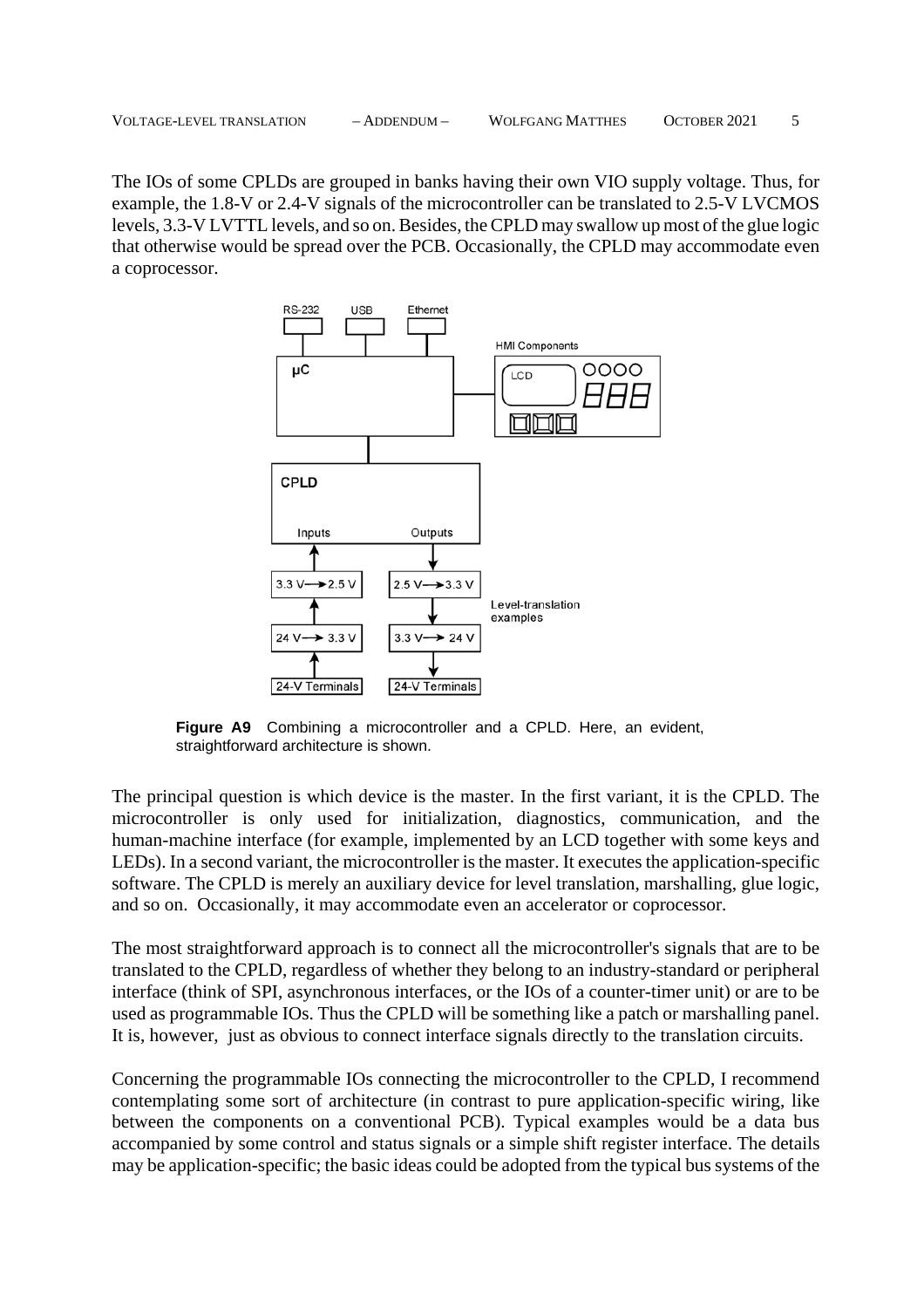The IOs of some CPLDs are grouped in banks having their own VIO supply voltage. Thus, for example, the 1.8-V or 2.4-V signals of the microcontroller can be translated to 2.5-V LVCMOS levels, 3.3-V LVTTL levels, and so on. Besides, the CPLD may swallow up most of the glue logic that otherwise would be spread over the PCB. Occasionally, the CPLD may accommodate even a coprocessor.

RS-232
USB
Ethernet
µC
HMI Components
LCD
CPLD
Inputs
Outputs
3.3 V → 2.5 V
2.5 V → 3.3 V
24 V → 3.3 V
3.3 V → 24 V
Level-translation examples
24-V Terminals
24-V Terminals

**Figure A9** Combining a microcontroller and a CPLD. Here, an evident, straightforward architecture is shown.

The principal question is which device is the master. In the first variant, it is the CPLD. The microcontroller is only used for initialization, diagnostics, communication, and the human-machine interface (for example, implemented by an LCD together with some keys and LEDs). In a second variant, the microcontroller is the master. It executes the application-specific software. The CPLD is merely an auxiliary device for level translation, marshalling, glue logic, and so on. Occasionally, it may accommodate even an accelerator or coprocessor.

The most straightforward approach is to connect all the microcontroller's signals that are to be translated to the CPLD, regardless of whether they belong to an industry-standard or peripheral interface (think of SPI, asynchronous interfaces, or the IOs of a counter-timer unit) or are to be used as programmable IOs. Thus the CPLD will be something like a patch or marshalling panel. It is, however, just as obvious to connect interface signals directly to the translation circuits.

Concerning the programmable IOs connecting the microcontroller to the CPLD, I recommend contemplating some sort of architecture (in contrast to pure application-specific wiring, like between the components on a conventional PCB). Typical examples would be a data bus accompanied by some control and status signals or a simple shift register interface. The details may be application-specific; the basic ideas could be adopted from the typical bus systems of the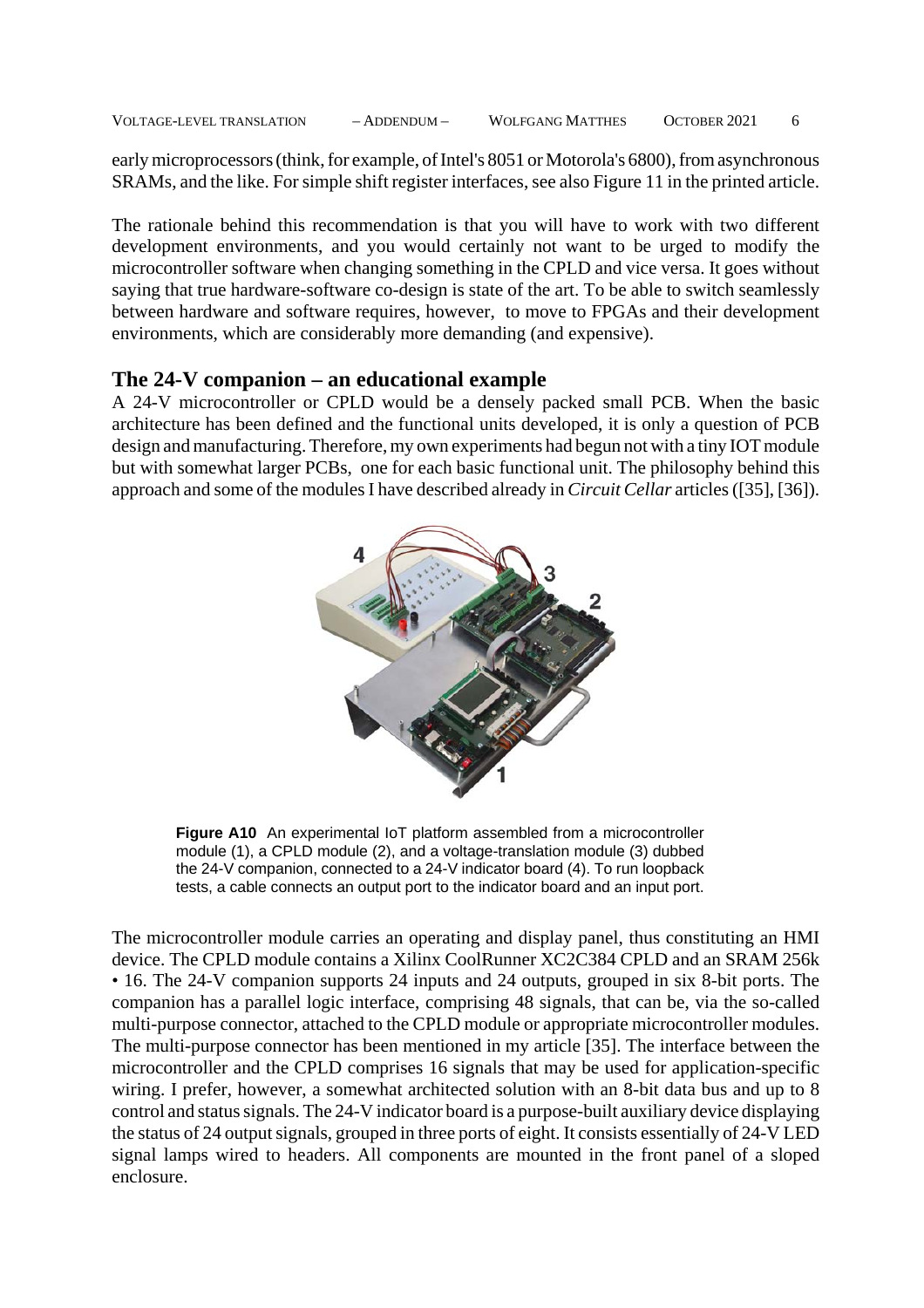early microprocessors (think, for example, of Intel's 8051 or Motorola's 6800), from asynchronous SRAMs, and the like. For simple shift register interfaces, see also Figure 11 in the printed article.

The rationale behind this recommendation is that you will have to work with two different development environments, and you would certainly not want to be urged to modify the microcontroller software when changing something in the CPLD and vice versa. It goes without saying that true hardware-software co-design is state of the art. To be able to switch seamlessly between hardware and software requires, however, to move to FPGAs and their development environments, which are considerably more demanding (and expensive).

## The 24-V companion – an educational example

A 24-V microcontroller or CPLD would be a densely packed small PCB. When the basic architecture has been defined and the functional units developed, it is only a question of PCB design and manufacturing. Therefore, my own experiments had begun not with a tiny IOT module but with somewhat larger PCBs, one for each basic functional unit. The philosophy behind this approach and some of the modules I have described already in *Circuit Cellar* articles ([35], [36]).

4
3
2
1

**Figure A10** An experimental IoT platform assembled from a microcontroller module (1), a CPLD module (2), and a voltage-translation module (3) dubbed the 24-V companion, connected to a 24-V indicator board (4). To run loopback tests, a cable connects an output port to the indicator board and an input port.

The microcontroller module carries an operating and display panel, thus constituting an HMI device. The CPLD module contains a Xilinx CoolRunner XC2C384 CPLD and an SRAM 256k • 16. The 24-V companion supports 24 inputs and 24 outputs, grouped in six 8-bit ports. The companion has a parallel logic interface, comprising 48 signals, that can be, via the so-called multi-purpose connector, attached to the CPLD module or appropriate microcontroller modules. The multi-purpose connector has been mentioned in my article [35]. The interface between the microcontroller and the CPLD comprises 16 signals that may be used for application-specific wiring. I prefer, however, a somewhat architected solution with an 8-bit data bus and up to 8 control and status signals. The 24-V indicator board is a purpose-built auxiliary device displaying the status of 24 output signals, grouped in three ports of eight. It consists essentially of 24-V LED signal lamps wired to headers. All components are mounted in the front panel of a sloped enclosure.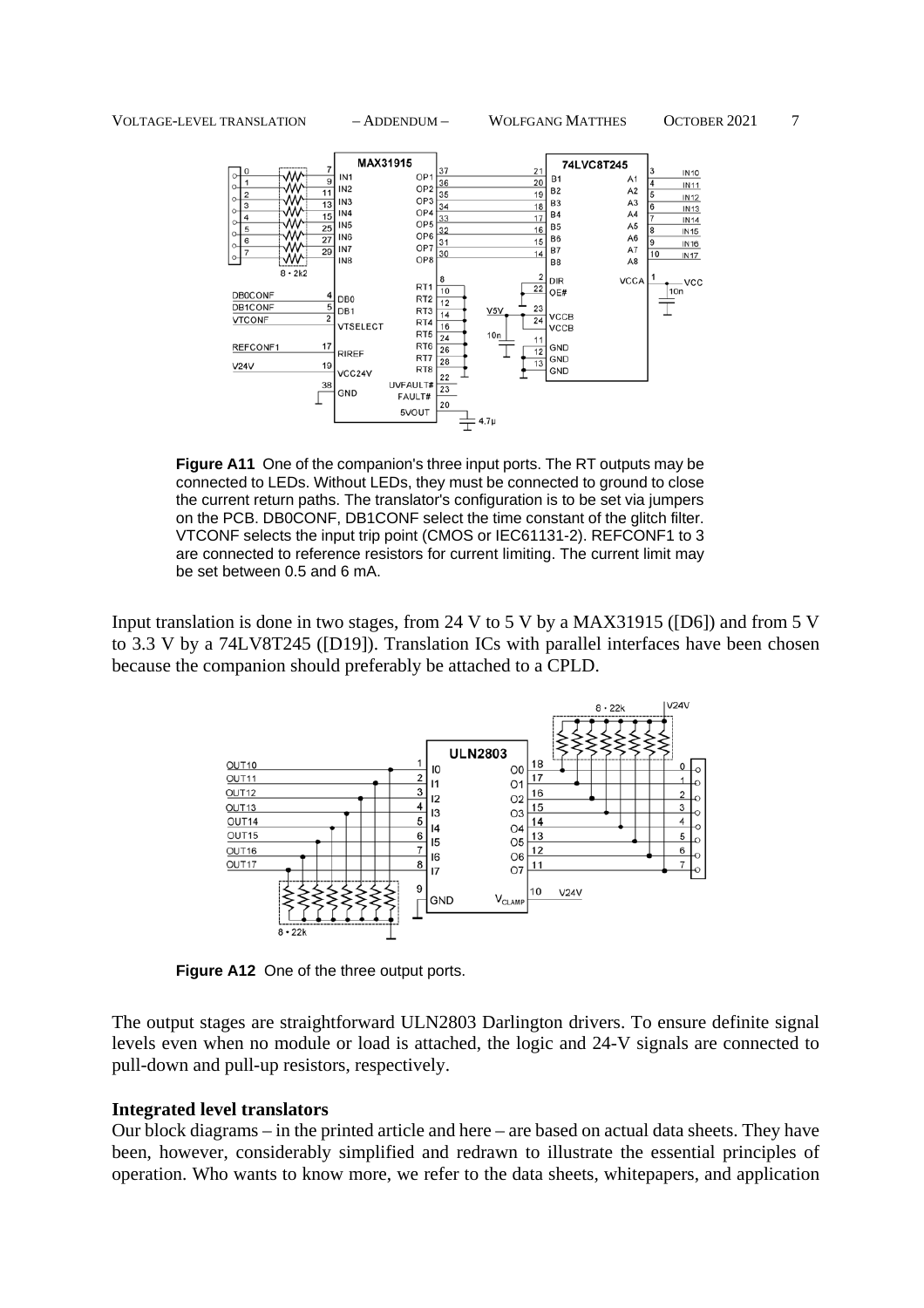**Figure A11** One of the companion's three input ports. The RT outputs may be connected to LEDs. Without LEDs, they must be connected to ground to close the current return paths. The translator's configuration is to be set via jumpers on the PCB. DB0CONF, DB1CONF select the time constant of the glitch filter. VTCONF selects the input trip point (CMOS or IEC61131-2). REFCONF1 to 3 are connected to reference resistors for current limiting. The current limit may be set between 0.5 and 6 mA.

Input translation is done in two stages, from 24 V to 5 V by a MAX31915 ([D6]) and from 5 V to 3.3 V by a 74LV8T245 ([D19]). Translation ICs with parallel interfaces have been chosen because the companion should preferably be attached to a CPLD.

**Figure A12** One of the three output ports.

The output stages are straightforward ULN2803 Darlington drivers. To ensure definite signal levels even when no module or load is attached, the logic and 24-V signals are connected to pull-down and pull-up resistors, respectively.

### Integrated level translators

Our block diagrams – in the printed article and here – are based on actual data sheets. They have been, however, considerably simplified and redrawn to illustrate the essential principles of operation. Who wants to know more, we refer to the data sheets, whitepapers, and application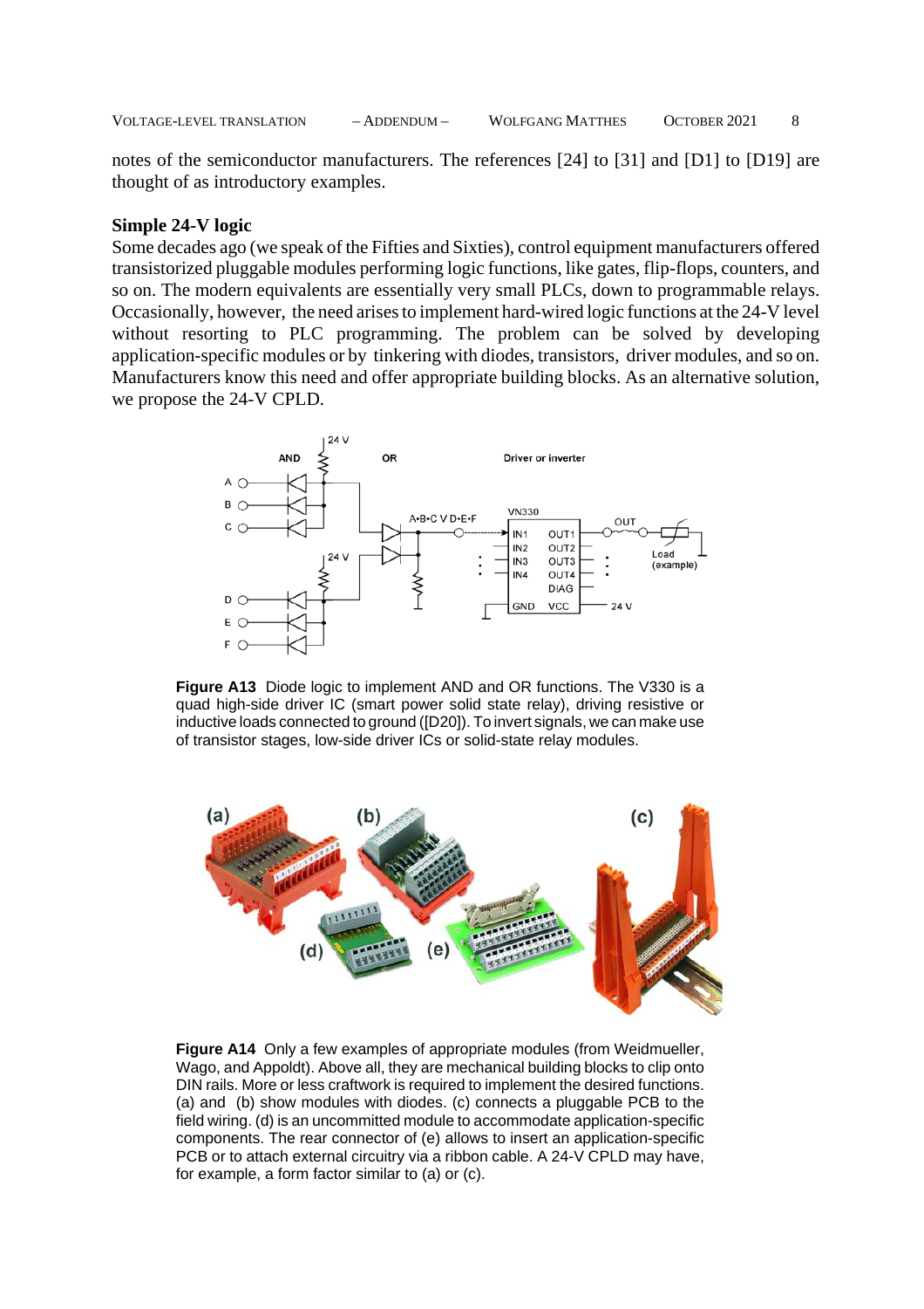notes of the semiconductor manufacturers. The references [24] to [31] and [D1] to [D19] are thought of as introductory examples.

### Simple 24-V logic

Some decades ago (we speak of the Fifties and Sixties), control equipment manufacturers offered transistorized pluggable modules performing logic functions, like gates, flip-flops, counters, and so on. The modern equivalents are essentially very small PLCs, down to programmable relays. Occasionally, however, the need arises to implement hard-wired logic functions at the 24-V level without resorting to PLC programming. The problem can be solved by developing application-specific modules or by tinkering with diodes, transistors, driver modules, and so on. Manufacturers know this need and offer appropriate building blocks. As an alternative solution, we propose the 24-V CPLD.

AND
OR
Driver or inverter
24 V
A
B
C
D
E
F
A•B•C V D•E•F
VN330
IN1
IN2
IN3
IN4
OUT1
OUT2
OUT3
OUT4
DIAG
GND
VCC
OUT
Load (example)

**Figure A13** Diode logic to implement AND and OR functions. The V330 is a quad high-side driver IC (smart power solid state relay), driving resistive or inductive loads connected to ground ([D20]). To invert signals, we can make use of transistor stages, low-side driver ICs or solid-state relay modules.

(a)
(b)
(c)
(d)
(e)

**Figure A14** Only a few examples of appropriate modules (from Weidmueller, Wago, and Appoldt). Above all, they are mechanical building blocks to clip onto DIN rails. More or less craftwork is required to implement the desired functions. (a) and (b) show modules with diodes. (c) connects a pluggable PCB to the field wiring. (d) is an uncommitted module to accommodate application-specific components. The rear connector of (e) allows to insert an application-specific PCB or to attach external circuitry via a ribbon cable. A 24-V CPLD may have, for example, a form factor similar to (a) or (c).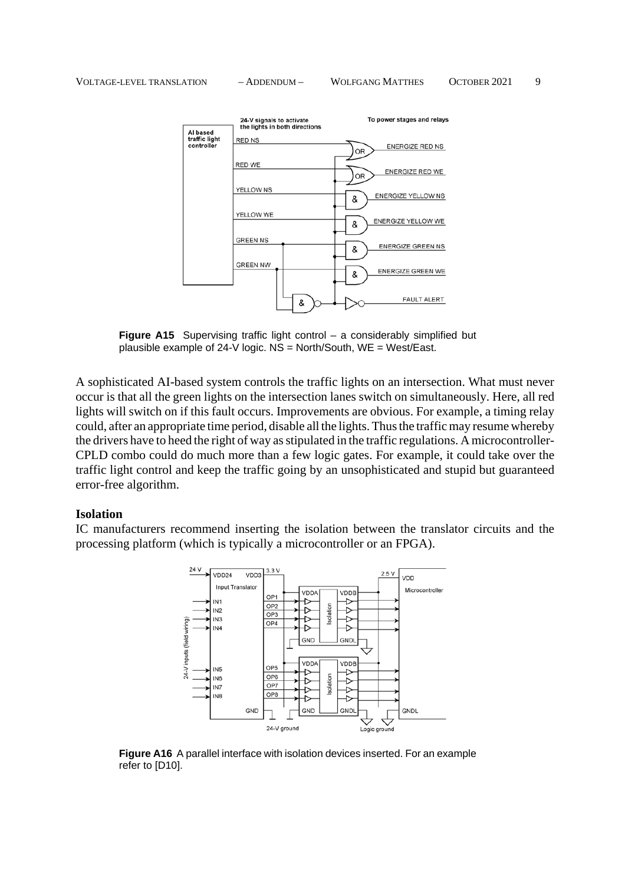**Figure A15** Supervising traffic light control – a considerably simplified but plausible example of 24-V logic. NS = North/South, WE = West/East.

A sophisticated AI-based system controls the traffic lights on an intersection. What must never occur is that all the green lights on the intersection lanes switch on simultaneously. Here, all red lights will switch on if this fault occurs. Improvements are obvious. For example, a timing relay could, after an appropriate time period, disable all the lights. Thus the traffic may resume whereby the drivers have to heed the right of way as stipulated in the traffic regulations. A microcontroller-CPLD combo could do much more than a few logic gates. For example, it could take over the traffic light control and keep the traffic going by an unsophisticated and stupid but guaranteed error-free algorithm.

**Isolation**

IC manufacturers recommend inserting the isolation between the translator circuits and the processing platform (which is typically a microcontroller or an FPGA).

**Figure A16** A parallel interface with isolation devices inserted. For an example refer to [D10].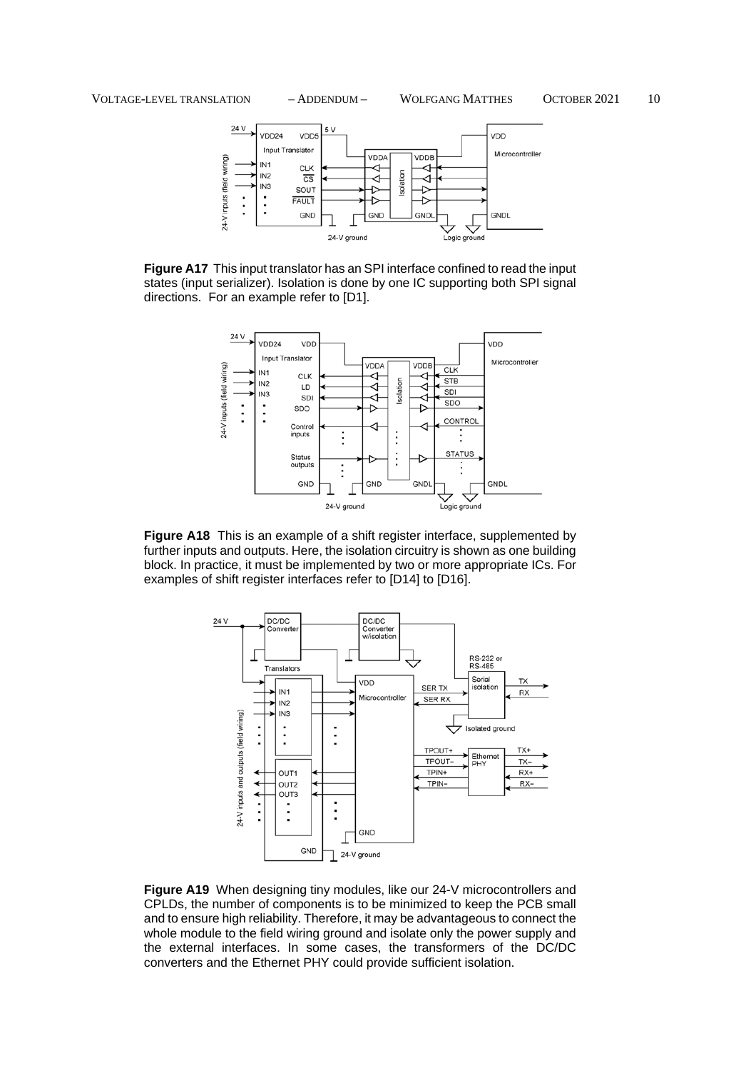24 V
VDD24 VDD5
5 V
Input Translator
IN1
IN2
IN3
CLK
CS
SOUT
FAULT
GND
VDDA
VDDB
Isolation
GND
GNDL
VDD
Microcontroller
GNDL
24-V inputs (field wiring)
24-V ground
Logic ground

**Figure A17** This input translator has an SPI interface confined to read the input states (input serializer). Isolation is done by one IC supporting both SPI signal directions. For an example refer to [D1].

24 V
VDD24 VDD
Input Translator
IN1
IN2
IN3
CLK
LD
SDI
SDO
Control inputs
Status outputs
GND
VDDA
VDDB
Isolation
GND
GNDL
CLK
STB
SDI
SDO
CONTROL
STATUS
VDD
Microcontroller
GNDL
24-V inputs (field wiring)
24-V ground
Logic ground

**Figure A18** This is an example of a shift register interface, supplemented by further inputs and outputs. Here, the isolation circuitry is shown as one building block. In practice, it must be implemented by two or more appropriate ICs. For examples of shift register interfaces refer to [D14] to [D16].

24 V
DC/DC Converter
DC/DC Converter w/isolation
Translators
IN1
IN2
IN3
OUT1
OUT2
OUT3
GND
VDD
Microcontroller
GND
24-V ground
RS-232 or RS-485
SER TX
SER RX
Serial isolation
TX
RX
Isolated ground
TPOUT+
TPOUT–
TPIN+
TPIN–
Ethernet PHY
TX+
TX–
RX+
RX–
24-V inputs and outputs (field wiring)

**Figure A19** When designing tiny modules, like our 24-V microcontrollers and CPLDs, the number of components is to be minimized to keep the PCB small and to ensure high reliability. Therefore, it may be advantageous to connect the whole module to the field wiring ground and isolate only the power supply and the external interfaces. In some cases, the transformers of the DC/DC converters and the Ethernet PHY could provide sufficient isolation.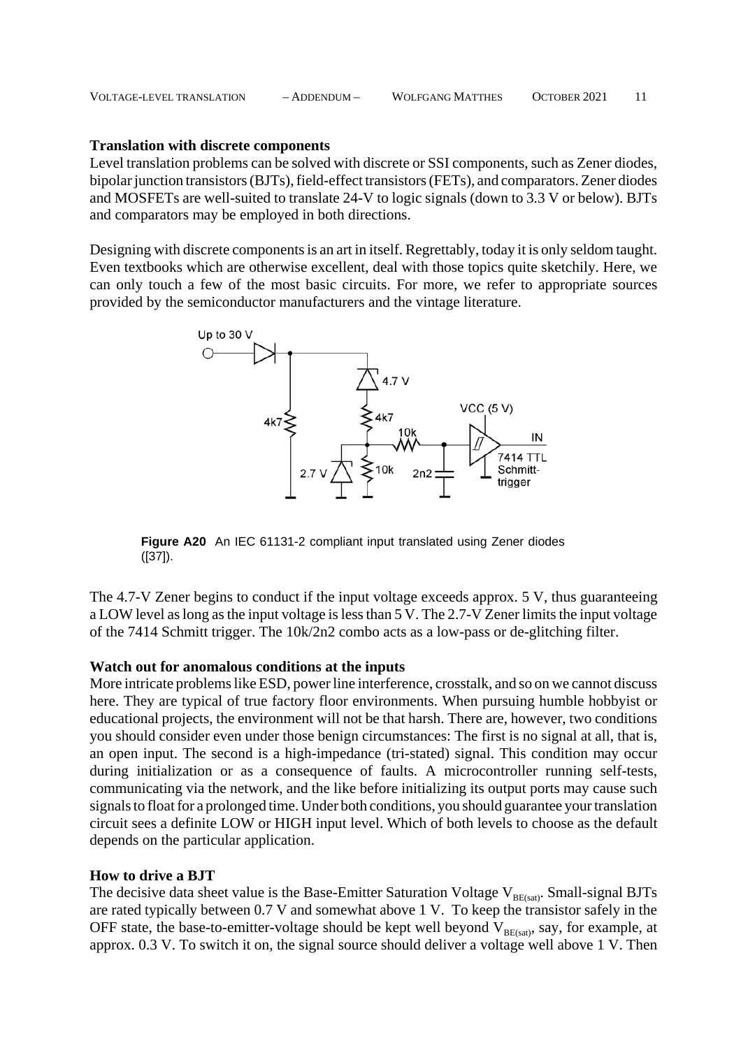### Translation with discrete components

Level translation problems can be solved with discrete or SSI components, such as Zener diodes, bipolar junction transistors (BJTs), field-effect transistors (FETs), and comparators. Zener diodes and MOSFETs are well-suited to translate 24-V to logic signals (down to 3.3 V or below). BJTs and comparators may be employed in both directions.

Designing with discrete components is an art in itself. Regrettably, today it is only seldom taught. Even textbooks which are otherwise excellent, deal with those topics quite sketchily. Here, we can only touch a few of the most basic circuits. For more, we refer to appropriate sources provided by the semiconductor manufacturers and the vintage literature.

Up to 30 V
4.7 V
4k7
4k7
VCC (5 V)
10k
IN
2.7 V
10k
2n2
7414 TTL Schmitt-trigger

**Figure A20** An IEC 61131-2 compliant input translated using Zener diodes ([37]).

The 4.7-V Zener begins to conduct if the input voltage exceeds approx. 5 V, thus guaranteeing a LOW level as long as the input voltage is less than 5 V. The 2.7-V Zener limits the input voltage of the 7414 Schmitt trigger. The 10k/2n2 combo acts as a low-pass or de-glitching filter.

### Watch out for anomalous conditions at the inputs

More intricate problems like ESD, power line interference, crosstalk, and so on we cannot discuss here. They are typical of true factory floor environments. When pursuing humble hobbyist or educational projects, the environment will not be that harsh. There are, however, two conditions you should consider even under those benign circumstances: The first is no signal at all, that is, an open input. The second is a high-impedance (tri-stated) signal. This condition may occur during initialization or as a consequence of faults. A microcontroller running self-tests, communicating via the network, and the like before initializing its output ports may cause such signals to float for a prolonged time. Under both conditions, you should guarantee your translation circuit sees a definite LOW or HIGH input level. Which of both levels to choose as the default depends on the particular application.

### How to drive a BJT

The decisive data sheet value is the Base-Emitter Saturation Voltage $V_{BE(sat)}$. Small-signal BJTs are rated typically between 0.7 V and somewhat above 1 V. To keep the transistor safely in the OFF state, the base-to-emitter-voltage should be kept well beyond $V_{BE(sat)}$, say, for example, at approx. 0.3 V. To switch it on, the signal source should deliver a voltage well above 1 V. Then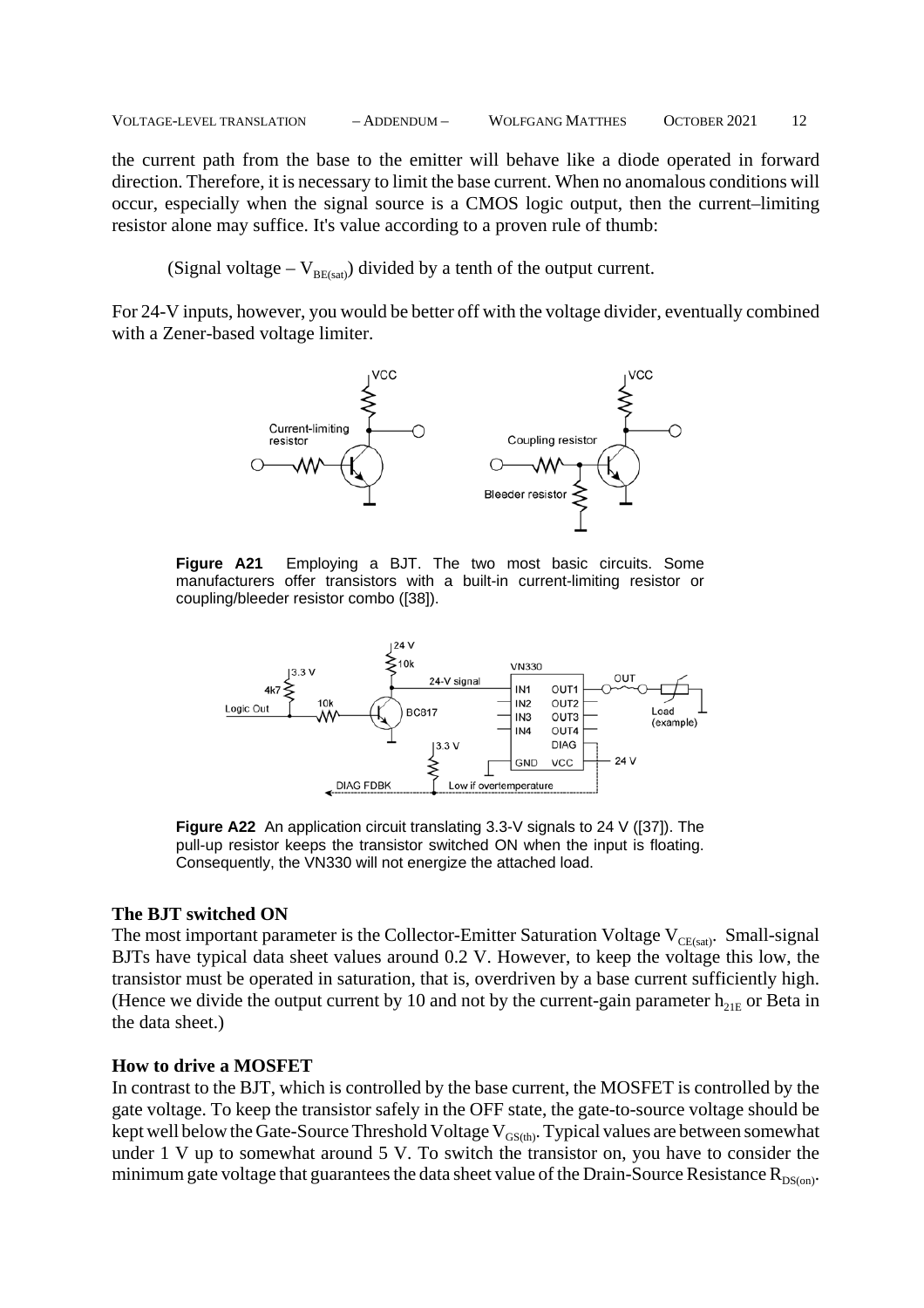the current path from the base to the emitter will behave like a diode operated in forward direction. Therefore, it is necessary to limit the base current. When no anomalous conditions will occur, especially when the signal source is a CMOS logic output, then the current–limiting resistor alone may suffice. It's value according to a proven rule of thumb:

(Signal voltage – $V_{BE(sat)}$) divided by a tenth of the output current.

For 24-V inputs, however, you would be better off with the voltage divider, eventually combined with a Zener-based voltage limiter.

VCC
Current-limiting resistor

VCC
Coupling resistor
Bleeder resistor

**Figure A21** Employing a BJT. The two most basic circuits. Some manufacturers offer transistors with a built-in current-limiting resistor or coupling/bleeder resistor combo ([38]).

24 V
10k
3.3 V
4k7
Logic Out
10k
BC817
24-V signal
VN330
IN1 OUT1
IN2 OUT2
IN3 OUT3
IN4 OUT4
DIAG
GND VCC
OUT
Load (example)
24 V
3.3 V
DIAG FDBK
Low if overtemperature

**Figure A22** An application circuit translating 3.3-V signals to 24 V ([37]). The pull-up resistor keeps the transistor switched ON when the input is floating. Consequently, the VN330 will not energize the attached load.

### The BJT switched ON

The most important parameter is the Collector-Emitter Saturation Voltage $V_{CE(sat)}$. Small-signal BJTs have typical data sheet values around 0.2 V. However, to keep the voltage this low, the transistor must be operated in saturation, that is, overdriven by a base current sufficiently high. (Hence we divide the output current by 10 and not by the current-gain parameter $h_{21E}$ or Beta in the data sheet.)

### How to drive a MOSFET

In contrast to the BJT, which is controlled by the base current, the MOSFET is controlled by the gate voltage. To keep the transistor safely in the OFF state, the gate-to-source voltage should be kept well below the Gate-Source Threshold Voltage $V_{GS(th)}$. Typical values are between somewhat under 1 V up to somewhat around 5 V. To switch the transistor on, you have to consider the minimum gate voltage that guarantees the data sheet value of the Drain-Source Resistance $R_{DS(on)}$.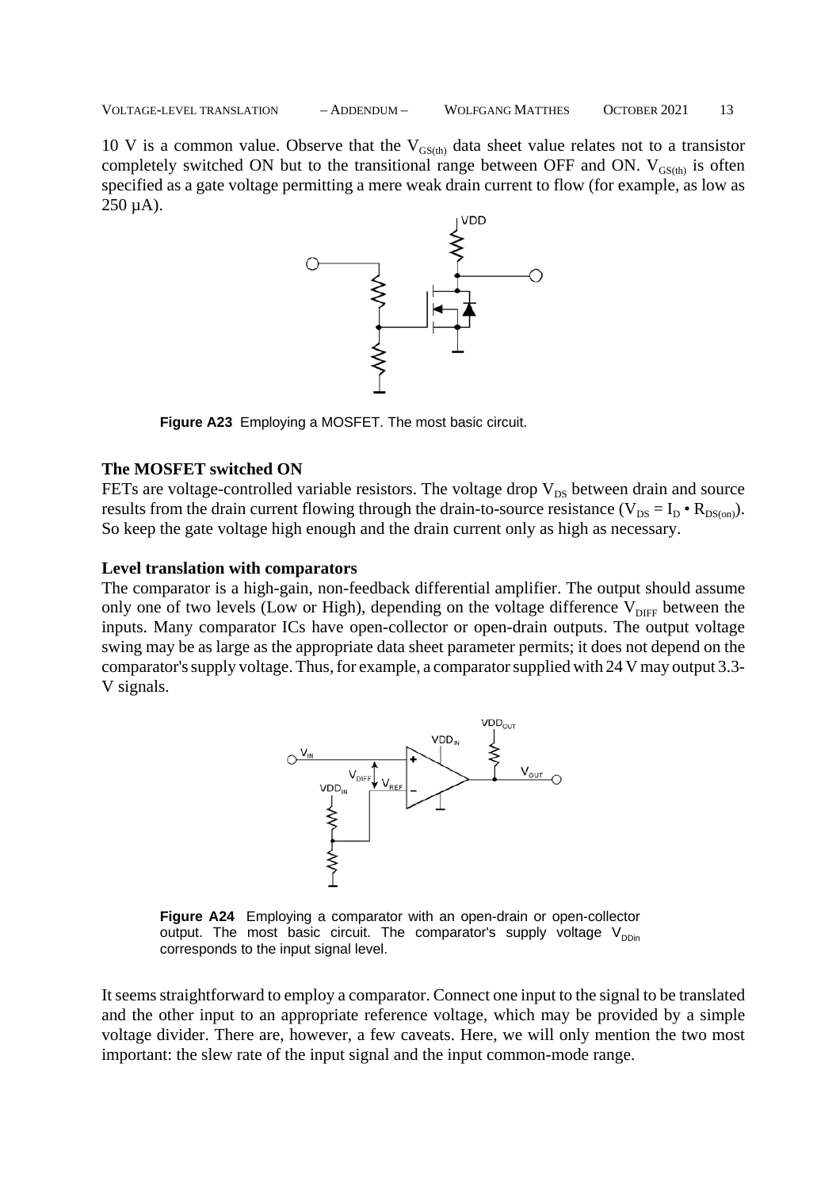10 V is a common value. Observe that the $V_{GS(th)}$ data sheet value relates not to a transistor completely switched ON but to the transitional range between OFF and ON. $V_{GS(th)}$ is often specified as a gate voltage permitting a mere weak drain current to flow (for example, as low as 250 µA).

VDD

**Figure A23** Employing a MOSFET. The most basic circuit.

### The MOSFET switched ON

FETs are voltage-controlled variable resistors. The voltage drop $V_{DS}$ between drain and source results from the drain current flowing through the drain-to-source resistance ($V_{DS} = I_D \cdot R_{DS(on)}$). So keep the gate voltage high enough and the drain current only as high as necessary.

### Level translation with comparators

The comparator is a high-gain, non-feedback differential amplifier. The output should assume only one of two levels (Low or High), depending on the voltage difference $V_{DIFF}$ between the inputs. Many comparator ICs have open-collector or open-drain outputs. The output voltage swing may be as large as the appropriate data sheet parameter permits; it does not depend on the comparator's supply voltage. Thus, for example, a comparator supplied with 24 V may output 3.3-V signals.

$VDD_{OUT}$
$VDD_{IN}$
$V_{IN}$
$V_{DIFF}$
$V_{REF}$
$VDD_{IN}$
$V_{OUT}$

**Figure A24** Employing a comparator with an open-drain or open-collector output. The most basic circuit. The comparator's supply voltage $V_{DDin}$ corresponds to the input signal level.

It seems straightforward to employ a comparator. Connect one input to the signal to be translated and the other input to an appropriate reference voltage, which may be provided by a simple voltage divider. There are, however, a few caveats. Here, we will only mention the two most important: the slew rate of the input signal and the input common-mode range.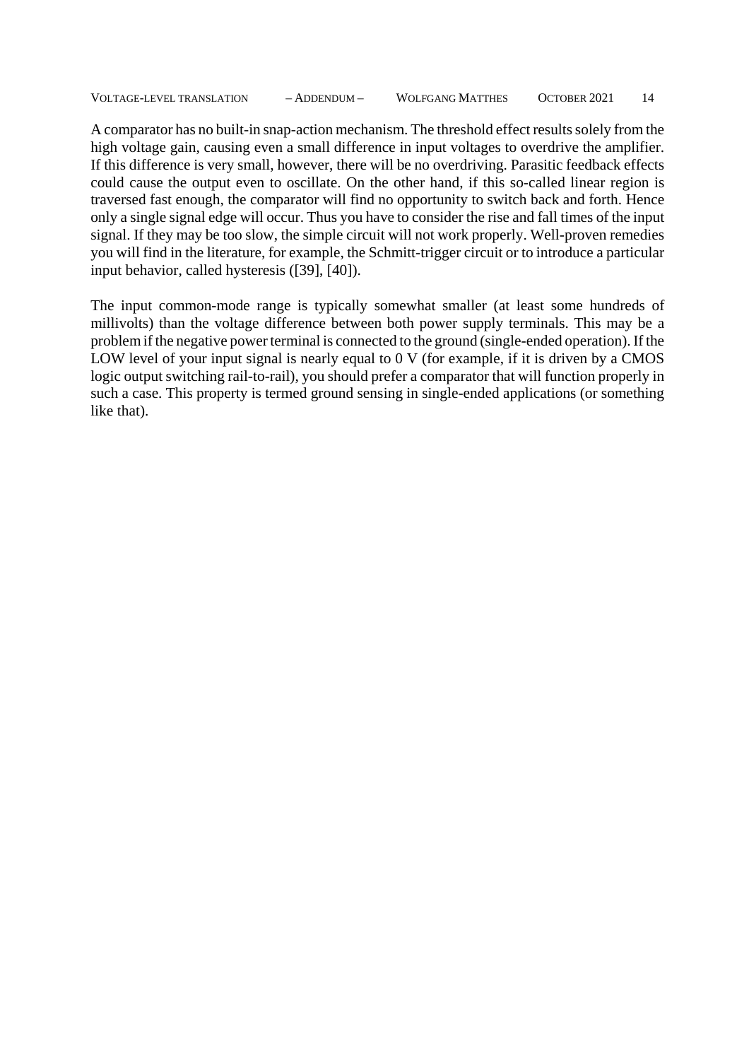A comparator has no built-in snap-action mechanism. The threshold effect results solely from the high voltage gain, causing even a small difference in input voltages to overdrive the amplifier. If this difference is very small, however, there will be no overdriving. Parasitic feedback effects could cause the output even to oscillate. On the other hand, if this so-called linear region is traversed fast enough, the comparator will find no opportunity to switch back and forth. Hence only a single signal edge will occur. Thus you have to consider the rise and fall times of the input signal. If they may be too slow, the simple circuit will not work properly. Well-proven remedies you will find in the literature, for example, the Schmitt-trigger circuit or to introduce a particular input behavior, called hysteresis ([39], [40]).

The input common-mode range is typically somewhat smaller (at least some hundreds of millivolts) than the voltage difference between both power supply terminals. This may be a problem if the negative power terminal is connected to the ground (single-ended operation). If the LOW level of your input signal is nearly equal to 0 V (for example, if it is driven by a CMOS logic output switching rail-to-rail), you should prefer a comparator that will function properly in such a case. This property is termed ground sensing in single-ended applications (or something like that).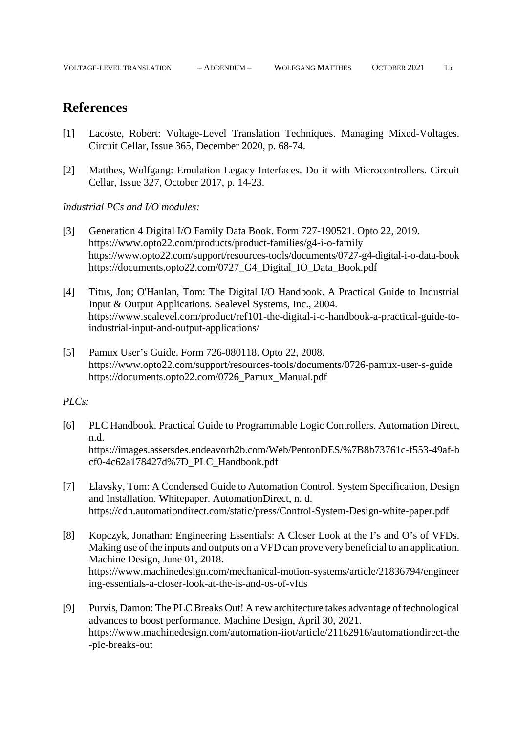## References

[1] Lacoste, Robert: Voltage-Level Translation Techniques. Managing Mixed-Voltages. Circuit Cellar, Issue 365, December 2020, p. 68-74.

[2] Matthes, Wolfgang: Emulation Legacy Interfaces. Do it with Microcontrollers. Circuit Cellar, Issue 327, October 2017, p. 14-23.

*Industrial PCs and I/O modules:*

[3] Generation 4 Digital I/O Family Data Book. Form 727-190521. Opto 22, 2019.
https://www.opto22.com/products/product-families/g4-i-o-family
https://www.opto22.com/support/resources-tools/documents/0727-g4-digital-i-o-data-book
https://documents.opto22.com/0727_G4_Digital_IO_Data_Book.pdf

[4] Titus, Jon; O'Hanlan, Tom: The Digital I/O Handbook. A Practical Guide to Industrial Input & Output Applications. Sealevel Systems, Inc., 2004.
https://www.sealevel.com/product/ref101-the-digital-i-o-handbook-a-practical-guide-to-industrial-input-and-output-applications/

[5] Pamux User's Guide. Form 726-080118. Opto 22, 2008.
https://www.opto22.com/support/resources-tools/documents/0726-pamux-user-s-guide
https://documents.opto22.com/0726_Pamux_Manual.pdf

*PLCs:*

[6] PLC Handbook. Practical Guide to Programmable Logic Controllers. Automation Direct, n.d.
https://images.assetsdes.endeavorb2b.com/Web/PentonDES/%7B8b73761c-f553-49af-bcf0-4c62a178427d%7D_PLC_Handbook.pdf

[7] Elavsky, Tom: A Condensed Guide to Automation Control. System Specification, Design and Installation. Whitepaper. AutomationDirect, n. d.
https://cdn.automationdirect.com/static/press/Control-System-Design-white-paper.pdf

[8] Kopczyk, Jonathan: Engineering Essentials: A Closer Look at the I's and O's of VFDs. Making use of the inputs and outputs on a VFD can prove very beneficial to an application. Machine Design, June 01, 2018.
https://www.machinedesign.com/mechanical-motion-systems/article/21836794/engineering-essentials-a-closer-look-at-the-is-and-os-of-vfds

[9] Purvis, Damon: The PLC Breaks Out! A new architecture takes advantage of technological advances to boost performance. Machine Design, April 30, 2021.
https://www.machinedesign.com/automation-iiot/article/21162916/automationdirect-the-plc-breaks-out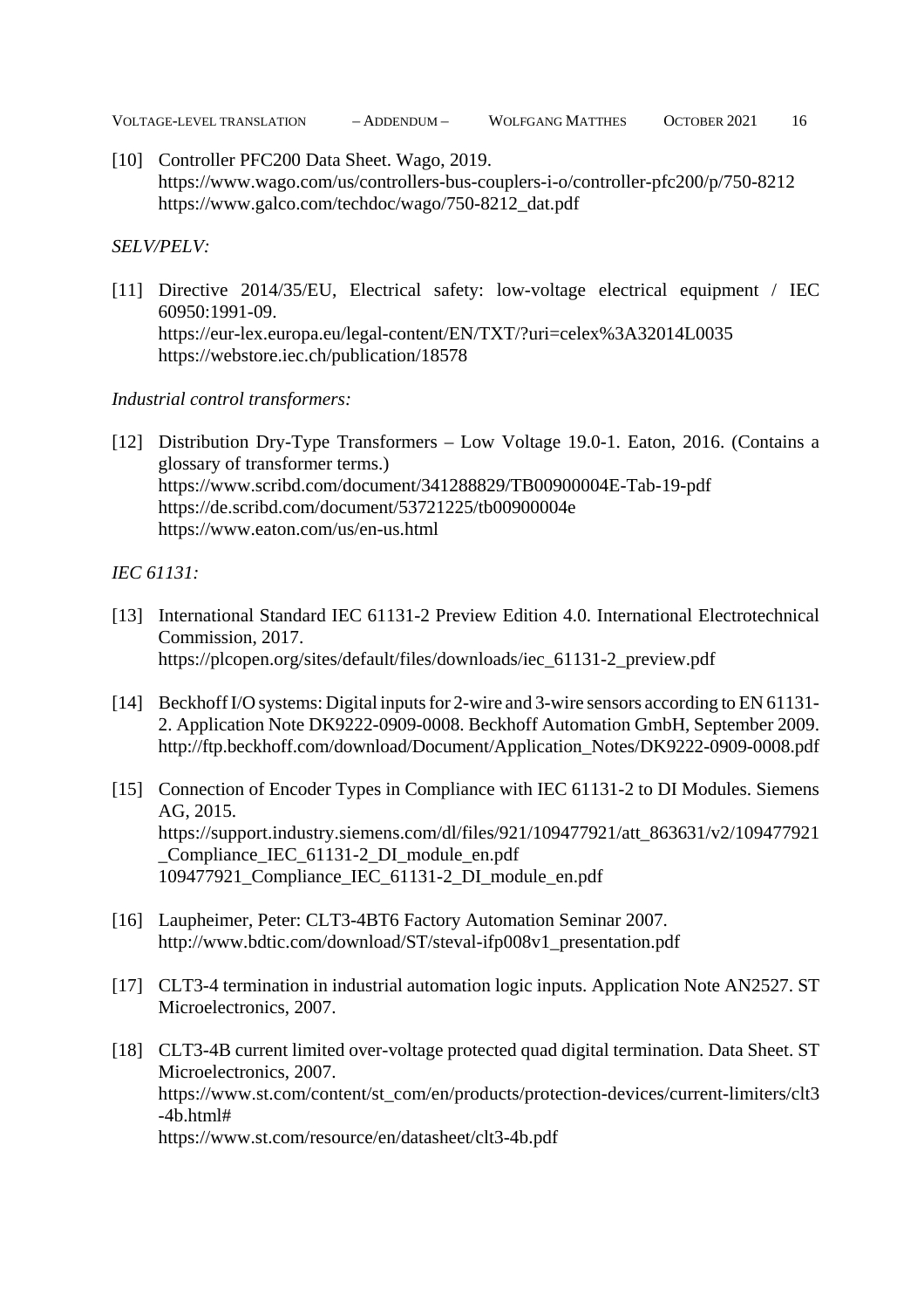[10] Controller PFC200 Data Sheet. Wago, 2019.
https://www.wago.com/us/controllers-bus-couplers-i-o/controller-pfc200/p/750-8212
https://www.galco.com/techdoc/wago/750-8212_dat.pdf

*SELV/PELV:*

[11] Directive 2014/35/EU, Electrical safety: low-voltage electrical equipment / IEC 60950:1991-09.
https://eur-lex.europa.eu/legal-content/EN/TXT/?uri=celex%3A32014L0035
https://webstore.iec.ch/publication/18578

*Industrial control transformers:*

[12] Distribution Dry-Type Transformers – Low Voltage 19.0-1. Eaton, 2016. (Contains a glossary of transformer terms.)
https://www.scribd.com/document/341288829/TB00900004E-Tab-19-pdf
https://de.scribd.com/document/53721225/tb00900004e
https://www.eaton.com/us/en-us.html

*IEC 61131:*

[13] International Standard IEC 61131-2 Preview Edition 4.0. International Electrotechnical Commission, 2017.
https://plcopen.org/sites/default/files/downloads/iec_61131-2_preview.pdf

[14] Beckhoff I/O systems: Digital inputs for 2-wire and 3-wire sensors according to EN 61131-2. Application Note DK9222-0909-0008. Beckhoff Automation GmbH, September 2009.
http://ftp.beckhoff.com/download/Document/Application_Notes/DK9222-0909-0008.pdf

[15] Connection of Encoder Types in Compliance with IEC 61131-2 to DI Modules. Siemens AG, 2015.
https://support.industry.siemens.com/dl/files/921/109477921/att_863631/v2/109477921_Compliance_IEC_61131-2_DI_module_en.pdf
109477921_Compliance_IEC_61131-2_DI_module_en.pdf

[16] Laupheimer, Peter: CLT3-4BT6 Factory Automation Seminar 2007.
http://www.bdtic.com/download/ST/steval-ifp008v1_presentation.pdf

[17] CLT3-4 termination in industrial automation logic inputs. Application Note AN2527. ST Microelectronics, 2007.

[18] CLT3-4B current limited over-voltage protected quad digital termination. Data Sheet. ST Microelectronics, 2007.
https://www.st.com/content/st_com/en/products/protection-devices/current-limiters/clt3-4b.html#
https://www.st.com/resource/en/datasheet/clt3-4b.pdf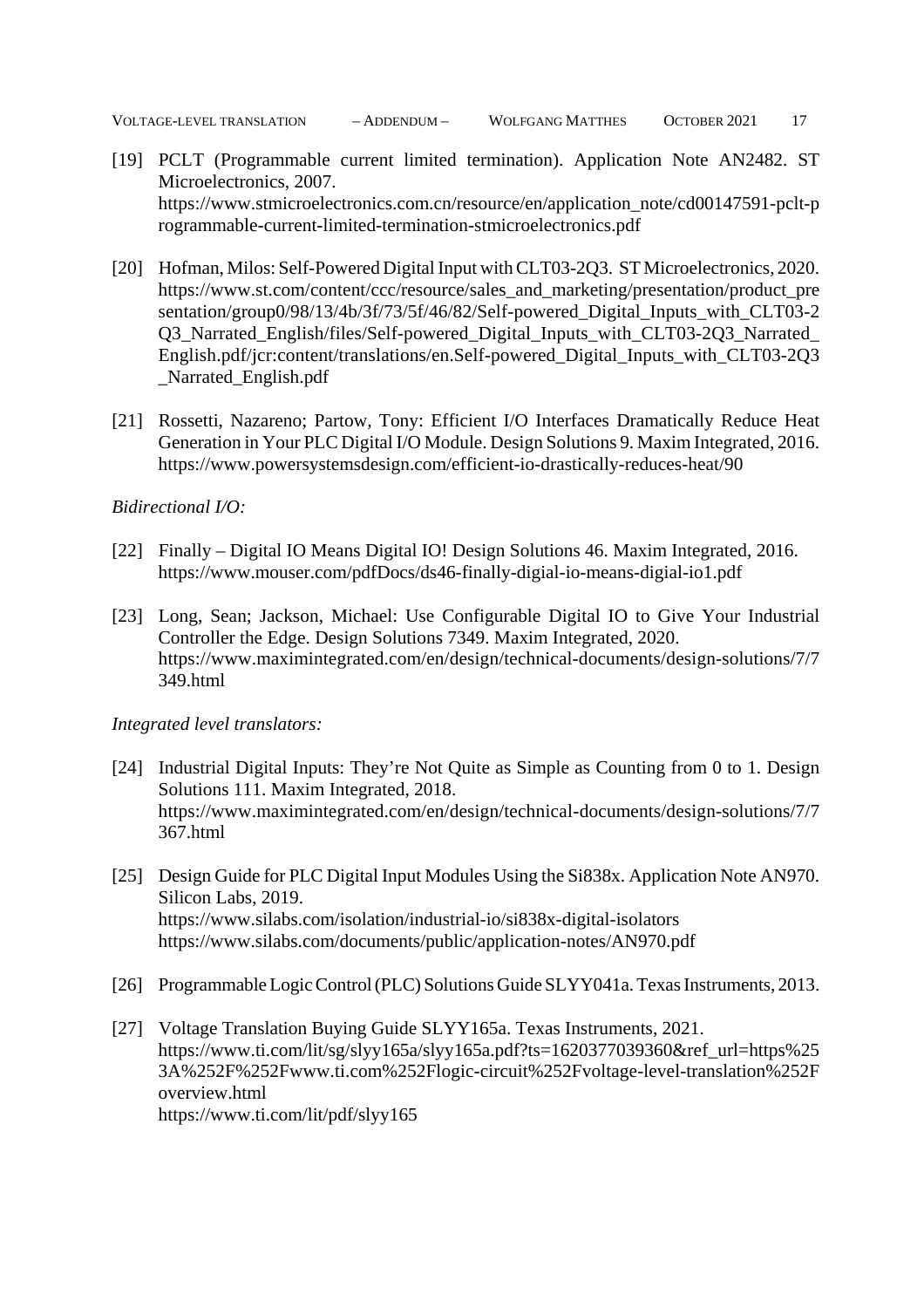[19] PCLT (Programmable current limited termination). Application Note AN2482. ST Microelectronics, 2007.
https://www.stmicroelectronics.com.cn/resource/en/application_note/cd00147591-pclt-programmable-current-limited-termination-stmicroelectronics.pdf

[20] Hofman, Milos: Self-Powered Digital Input with CLT03-2Q3. ST Microelectronics, 2020.
https://www.st.com/content/ccc/resource/sales_and_marketing/presentation/product_presentation/group0/98/13/4b/3f/73/5f/46/82/Self-powered_Digital_Inputs_with_CLT03-2Q3_Narrated_English/files/Self-powered_Digital_Inputs_with_CLT03-2Q3_Narrated_English.pdf/jcr:content/translations/en.Self-powered_Digital_Inputs_with_CLT03-2Q3_Narrated_English.pdf

[21] Rossetti, Nazareno; Partow, Tony: Efficient I/O Interfaces Dramatically Reduce Heat Generation in Your PLC Digital I/O Module. Design Solutions 9. Maxim Integrated, 2016.
https://www.powersystemsdesign.com/efficient-io-drastically-reduces-heat/90

*Bidirectional I/O:*

[22] Finally – Digital IO Means Digital IO! Design Solutions 46. Maxim Integrated, 2016.
https://www.mouser.com/pdfDocs/ds46-finally-digial-io-means-digial-io1.pdf

[23] Long, Sean; Jackson, Michael: Use Configurable Digital IO to Give Your Industrial Controller the Edge. Design Solutions 7349. Maxim Integrated, 2020.
https://www.maximintegrated.com/en/design/technical-documents/design-solutions/7/7349.html

*Integrated level translators:*

[24] Industrial Digital Inputs: They're Not Quite as Simple as Counting from 0 to 1. Design Solutions 111. Maxim Integrated, 2018.
https://www.maximintegrated.com/en/design/technical-documents/design-solutions/7/7367.html

[25] Design Guide for PLC Digital Input Modules Using the Si838x. Application Note AN970. Silicon Labs, 2019.
https://www.silabs.com/isolation/industrial-io/si838x-digital-isolators
https://www.silabs.com/documents/public/application-notes/AN970.pdf

[26] Programmable Logic Control (PLC) Solutions Guide SLYY041a. Texas Instruments, 2013.

[27] Voltage Translation Buying Guide SLYY165a. Texas Instruments, 2021.
https://www.ti.com/lit/sg/slyy165a/slyy165a.pdf?ts=1620377039360&ref_url=https%253A%252F%252Fwww.ti.com%252Flogic-circuit%252Fvoltage-level-translation%252Foverview.html
https://www.ti.com/lit/pdf/slyy165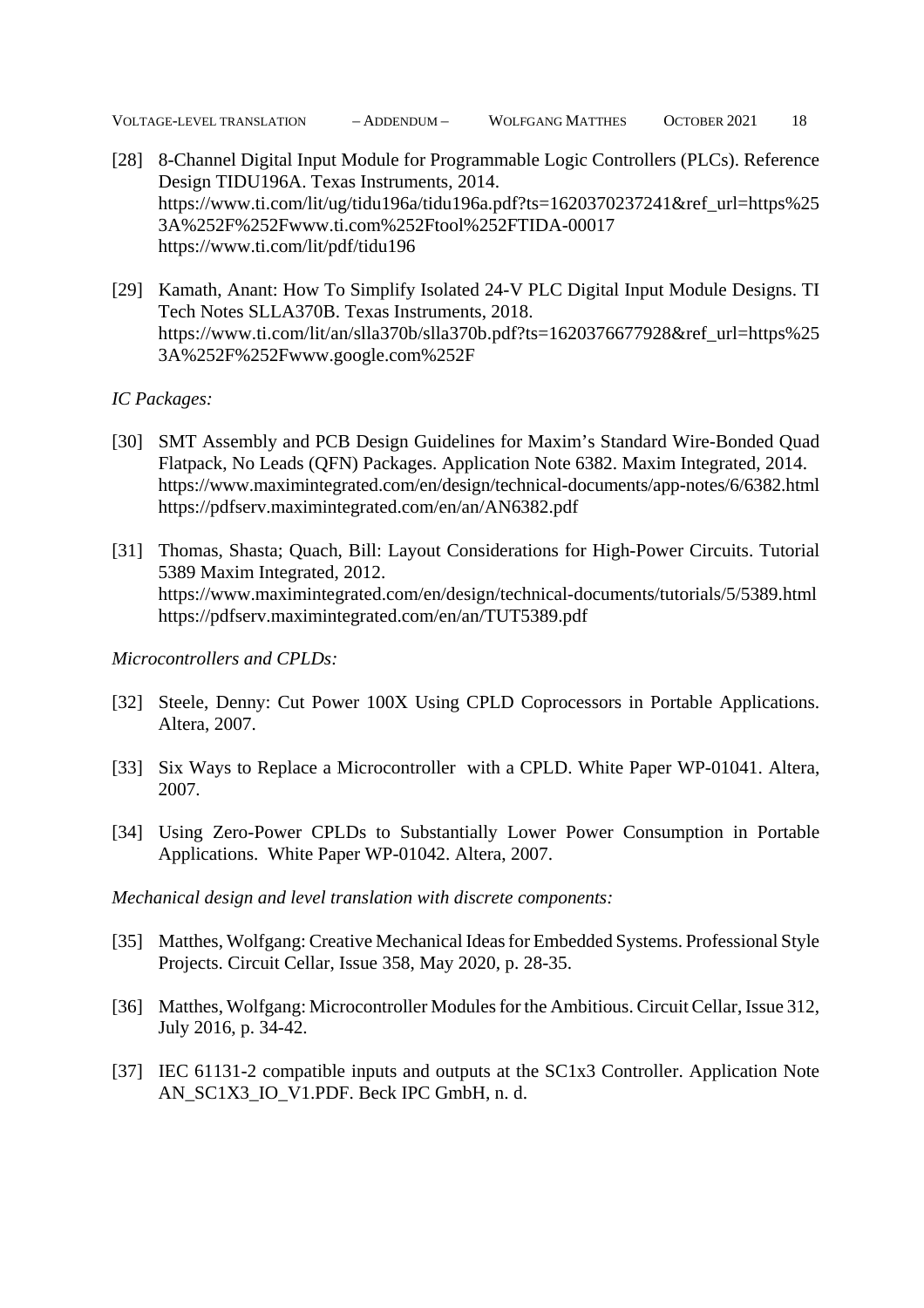[28] 8-Channel Digital Input Module for Programmable Logic Controllers (PLCs). Reference Design TIDU196A. Texas Instruments, 2014.
https://www.ti.com/lit/ug/tidu196a/tidu196a.pdf?ts=1620370237241&ref_url=https%253A%252F%252Fwww.ti.com%252Ftool%252FTIDA-00017
https://www.ti.com/lit/pdf/tidu196

[29] Kamath, Anant: How To Simplify Isolated 24-V PLC Digital Input Module Designs. TI Tech Notes SLLA370B. Texas Instruments, 2018.
https://www.ti.com/lit/an/slla370b/slla370b.pdf?ts=1620376677928&ref_url=https%253A%252F%252Fwww.google.com%252F

*IC Packages:*

[30] SMT Assembly and PCB Design Guidelines for Maxim's Standard Wire-Bonded Quad Flatpack, No Leads (QFN) Packages. Application Note 6382. Maxim Integrated, 2014.
https://www.maximintegrated.com/en/design/technical-documents/app-notes/6/6382.html
https://pdfserv.maximintegrated.com/en/an/AN6382.pdf

[31] Thomas, Shasta; Quach, Bill: Layout Considerations for High-Power Circuits. Tutorial 5389 Maxim Integrated, 2012.
https://www.maximintegrated.com/en/design/technical-documents/tutorials/5/5389.html
https://pdfserv.maximintegrated.com/en/an/TUT5389.pdf

*Microcontrollers and CPLDs:*

[32] Steele, Denny: Cut Power 100X Using CPLD Coprocessors in Portable Applications. Altera, 2007.

[33] Six Ways to Replace a Microcontroller with a CPLD. White Paper WP-01041. Altera, 2007.

[34] Using Zero-Power CPLDs to Substantially Lower Power Consumption in Portable Applications. White Paper WP-01042. Altera, 2007.

*Mechanical design and level translation with discrete components:*

[35] Matthes, Wolfgang: Creative Mechanical Ideas for Embedded Systems. Professional Style Projects. Circuit Cellar, Issue 358, May 2020, p. 28-35.

[36] Matthes, Wolfgang: Microcontroller Modules for the Ambitious. Circuit Cellar, Issue 312, July 2016, p. 34-42.

[37] IEC 61131-2 compatible inputs and outputs at the SC1x3 Controller. Application Note AN_SC1X3_IO_V1.PDF. Beck IPC GmbH, n. d.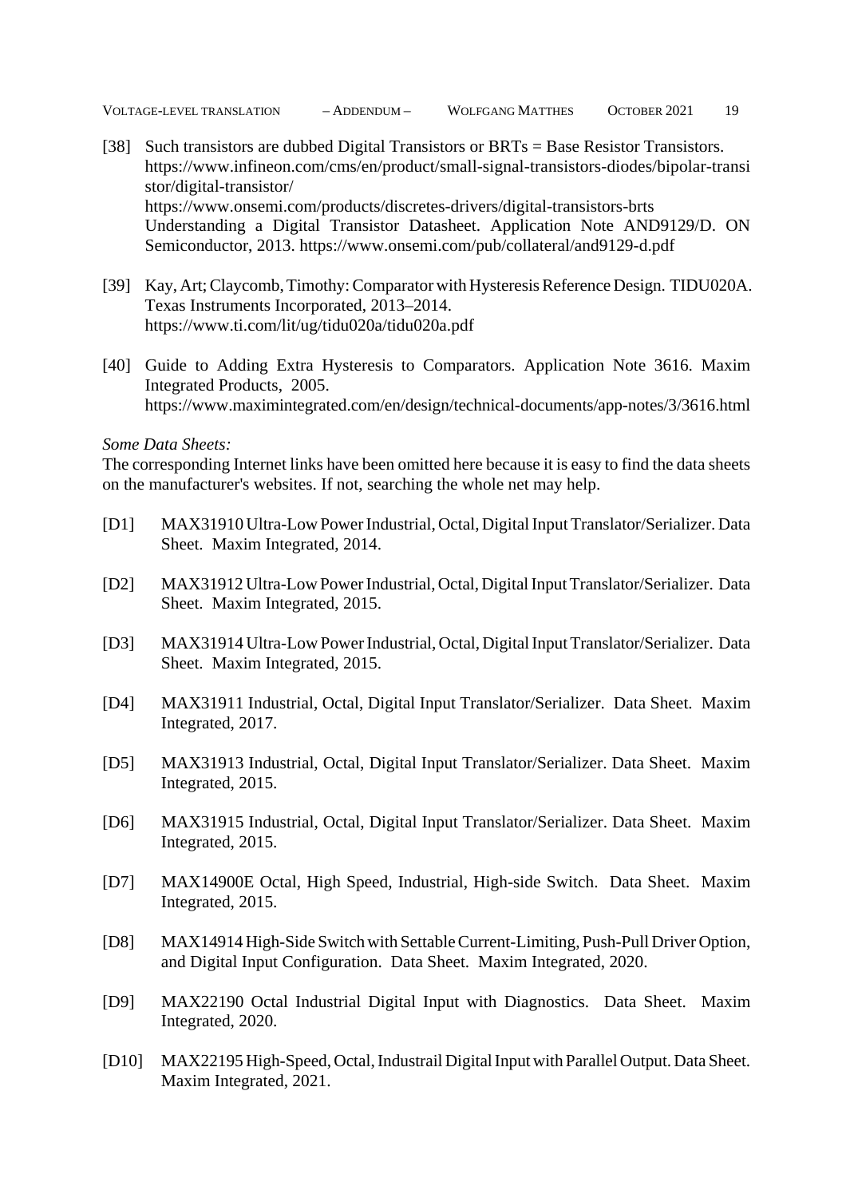[38] Such transistors are dubbed Digital Transistors or BRTs = Base Resistor Transistors. https://www.infineon.com/cms/en/product/small-signal-transistors-diodes/bipolar-transistor/digital-transistor/
https://www.onsemi.com/products/discretes-drivers/digital-transistors-brts
Understanding a Digital Transistor Datasheet. Application Note AND9129/D. ON Semiconductor, 2013. https://www.onsemi.com/pub/collateral/and9129-d.pdf

[39] Kay, Art; Claycomb, Timothy: Comparator with Hysteresis Reference Design. TIDU020A. Texas Instruments Incorporated, 2013–2014.
https://www.ti.com/lit/ug/tidu020a/tidu020a.pdf

[40] Guide to Adding Extra Hysteresis to Comparators. Application Note 3616. Maxim Integrated Products, 2005.
https://www.maximintegrated.com/en/design/technical-documents/app-notes/3/3616.html

*Some Data Sheets:*
The corresponding Internet links have been omitted here because it is easy to find the data sheets on the manufacturer's websites. If not, searching the whole net may help.

[D1] MAX31910 Ultra-Low Power Industrial, Octal, Digital Input Translator/Serializer. Data Sheet. Maxim Integrated, 2014.

[D2] MAX31912 Ultra-Low Power Industrial, Octal, Digital Input Translator/Serializer. Data Sheet. Maxim Integrated, 2015.

[D3] MAX31914 Ultra-Low Power Industrial, Octal, Digital Input Translator/Serializer. Data Sheet. Maxim Integrated, 2015.

[D4] MAX31911 Industrial, Octal, Digital Input Translator/Serializer. Data Sheet. Maxim Integrated, 2017.

[D5] MAX31913 Industrial, Octal, Digital Input Translator/Serializer. Data Sheet. Maxim Integrated, 2015.

[D6] MAX31915 Industrial, Octal, Digital Input Translator/Serializer. Data Sheet. Maxim Integrated, 2015.

[D7] MAX14900E Octal, High Speed, Industrial, High-side Switch. Data Sheet. Maxim Integrated, 2015.

[D8] MAX14914 High-Side Switch with Settable Current-Limiting, Push-Pull Driver Option, and Digital Input Configuration. Data Sheet. Maxim Integrated, 2020.

[D9] MAX22190 Octal Industrial Digital Input with Diagnostics. Data Sheet. Maxim Integrated, 2020.

[D10] MAX22195 High-Speed, Octal, Industrail Digital Input with Parallel Output. Data Sheet. Maxim Integrated, 2021.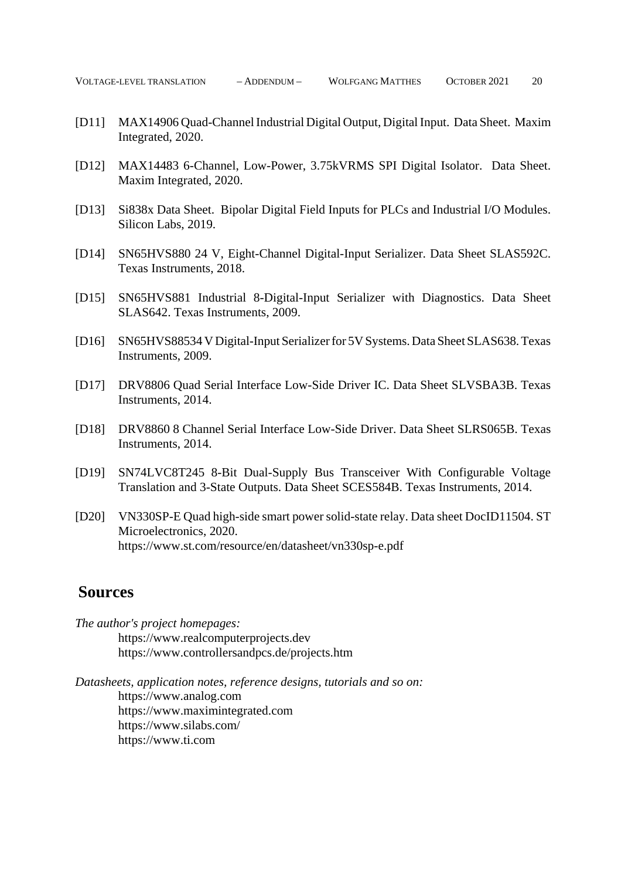[D11] MAX14906 Quad-Channel Industrial Digital Output, Digital Input. Data Sheet. Maxim Integrated, 2020.

[D12] MAX14483 6-Channel, Low-Power, 3.75kVRMS SPI Digital Isolator. Data Sheet. Maxim Integrated, 2020.

[D13] Si838x Data Sheet. Bipolar Digital Field Inputs for PLCs and Industrial I/O Modules. Silicon Labs, 2019.

[D14] SN65HVS880 24 V, Eight-Channel Digital-Input Serializer. Data Sheet SLAS592C. Texas Instruments, 2018.

[D15] SN65HVS881 Industrial 8-Digital-Input Serializer with Diagnostics. Data Sheet SLAS642. Texas Instruments, 2009.

[D16] SN65HVS88534 V Digital-Input Serializer for 5V Systems. Data Sheet SLAS638. Texas Instruments, 2009.

[D17] DRV8806 Quad Serial Interface Low-Side Driver IC. Data Sheet SLVSBA3B. Texas Instruments, 2014.

[D18] DRV8860 8 Channel Serial Interface Low-Side Driver. Data Sheet SLRS065B. Texas Instruments, 2014.

[D19] SN74LVC8T245 8-Bit Dual-Supply Bus Transceiver With Configurable Voltage Translation and 3-State Outputs. Data Sheet SCES584B. Texas Instruments, 2014.

[D20] VN330SP-E Quad high-side smart power solid-state relay. Data sheet DocID11504. ST Microelectronics, 2020.
https://www.st.com/resource/en/datasheet/vn330sp-e.pdf

## Sources

*The author's project homepages:*

https://www.realcomputerprojects.dev
https://www.controllersandpcs.de/projects.htm

*Datasheets, application notes, reference designs, tutorials and so on:*

https://www.analog.com
https://www.maximintegrated.com
https://www.silabs.com/
https://www.ti.com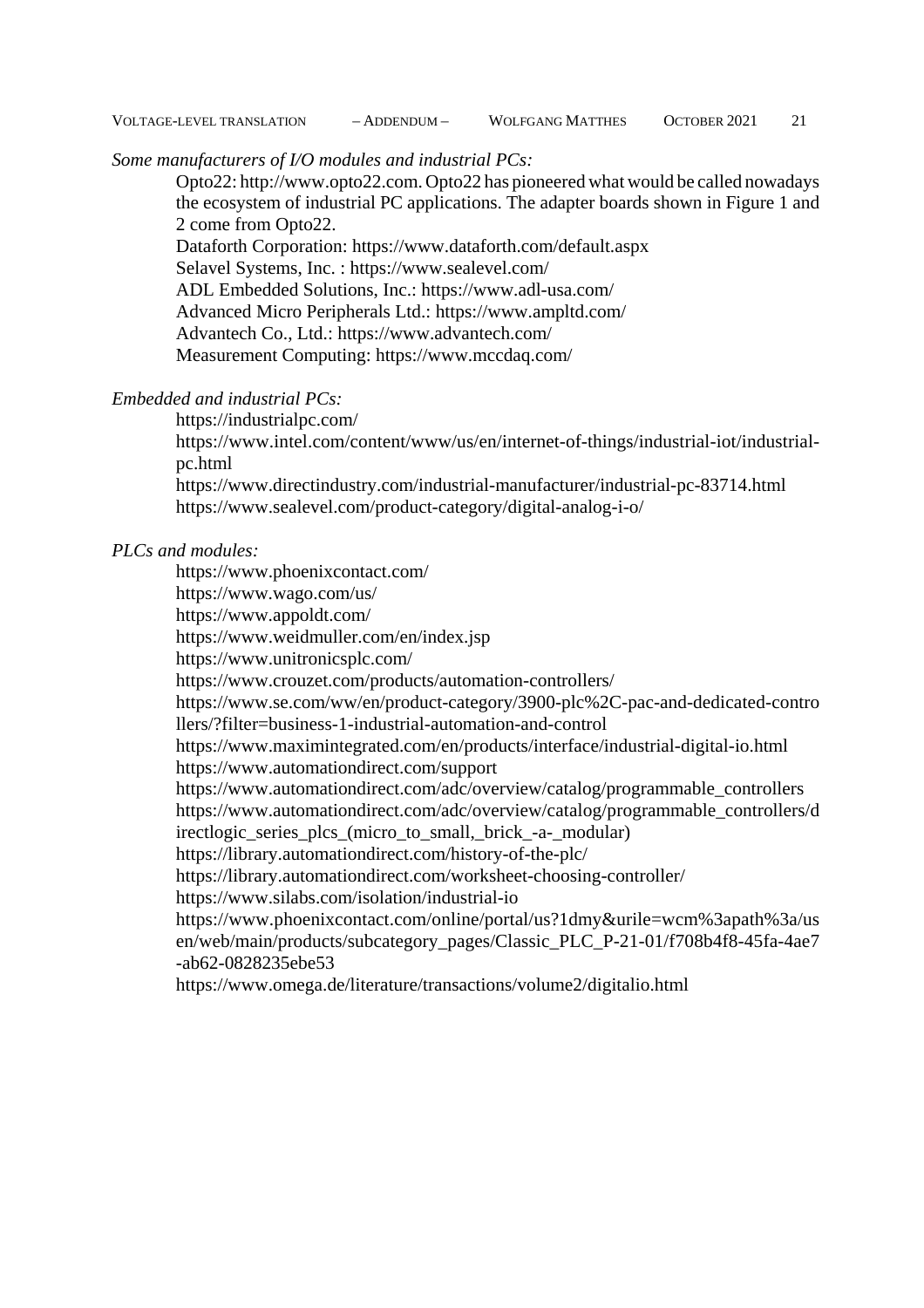*Some manufacturers of I/O modules and industrial PCs:*

Opto22: http://www.opto22.com. Opto22 has pioneered what would be called nowadays the ecosystem of industrial PC applications. The adapter boards shown in Figure 1 and 2 come from Opto22.
Dataforth Corporation: https://www.dataforth.com/default.aspx
Selavel Systems, Inc. : https://www.sealevel.com/
ADL Embedded Solutions, Inc.: https://www.adl-usa.com/
Advanced Micro Peripherals Ltd.: https://www.ampltd.com/
Advantech Co., Ltd.: https://www.advantech.com/
Measurement Computing: https://www.mccdaq.com/

*Embedded and industrial PCs:*

https://industrialpc.com/
https://www.intel.com/content/www/us/en/internet-of-things/industrial-iot/industrial-pc.html
https://www.directindustry.com/industrial-manufacturer/industrial-pc-83714.html
https://www.sealevel.com/product-category/digital-analog-i-o/

*PLCs and modules:*

https://www.phoenixcontact.com/
https://www.wago.com/us/
https://www.appoldt.com/
https://www.weidmuller.com/en/index.jsp
https://www.unitronicsplc.com/
https://www.crouzet.com/products/automation-controllers/
https://www.se.com/ww/en/product-category/3900-plc%2C-pac-and-dedicated-controllers/?filter=business-1-industrial-automation-and-control
https://www.maximintegrated.com/en/products/interface/industrial-digital-io.html
https://www.automationdirect.com/support
https://www.automationdirect.com/adc/overview/catalog/programmable_controllers
https://www.automationdirect.com/adc/overview/catalog/programmable_controllers/directlogic_series_plcs_(micro_to_small,_brick_-a-_modular)
https://library.automationdirect.com/history-of-the-plc/
https://library.automationdirect.com/worksheet-choosing-controller/
https://www.silabs.com/isolation/industrial-io
https://www.phoenixcontact.com/online/portal/us?1dmy&urile=wcm%3apath%3a/usen/web/main/products/subcategory_pages/Classic_PLC_P-21-01/f708b4f8-45fa-4ae7-ab62-0828235ebe53
https://www.omega.de/literature/transactions/volume2/digitalio.html